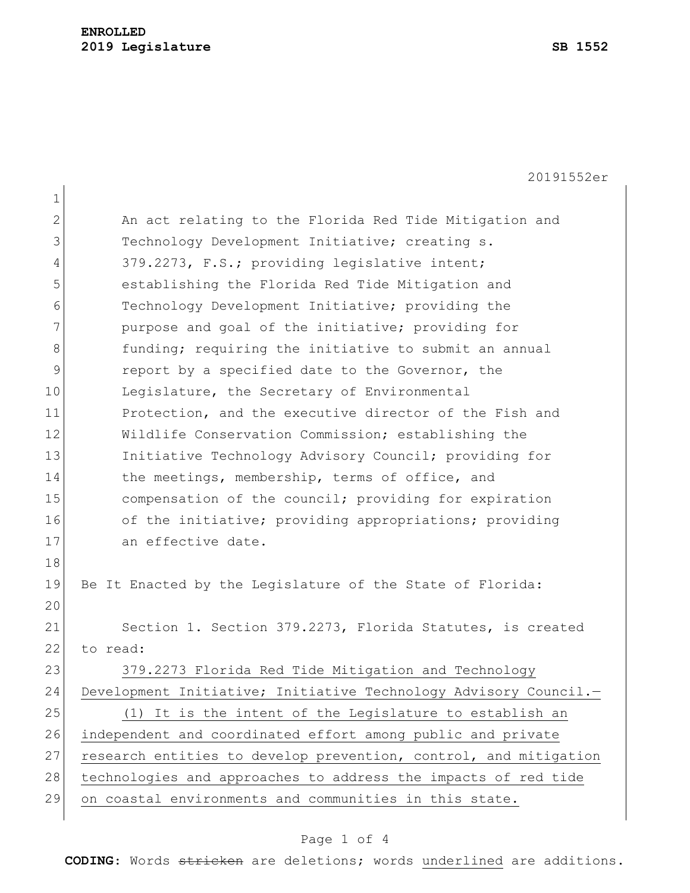**ENROLLED**
**2019 Legislature** **SB 1552**

20191552er

An act relating to the Florida Red Tide Mitigation and Technology Development Initiative; creating s. 379.2273, F.S.; providing legislative intent; establishing the Florida Red Tide Mitigation and Technology Development Initiative; providing the purpose and goal of the initiative; providing for funding; requiring the initiative to submit an annual report by a specified date to the Governor, the Legislature, the Secretary of Environmental Protection, and the executive director of the Fish and Wildlife Conservation Commission; establishing the Initiative Technology Advisory Council; providing for the meetings, membership, terms of office, and compensation of the council; providing for expiration of the initiative; providing appropriations; providing an effective date.

Be It Enacted by the Legislature of the State of Florida:

Section 1. Section 379.2273, Florida Statutes, is created to read:

379.2273 Florida Red Tide Mitigation and Technology Development Initiative; Initiative Technology Advisory Council.—

(1) It is the intent of the Legislature to establish an independent and coordinated effort among public and private research entities to develop prevention, control, and mitigation technologies and approaches to address the impacts of red tide on coastal environments and communities in this state.

**CODING:** Words ~~stricken~~ are deletions; words underlined are additions.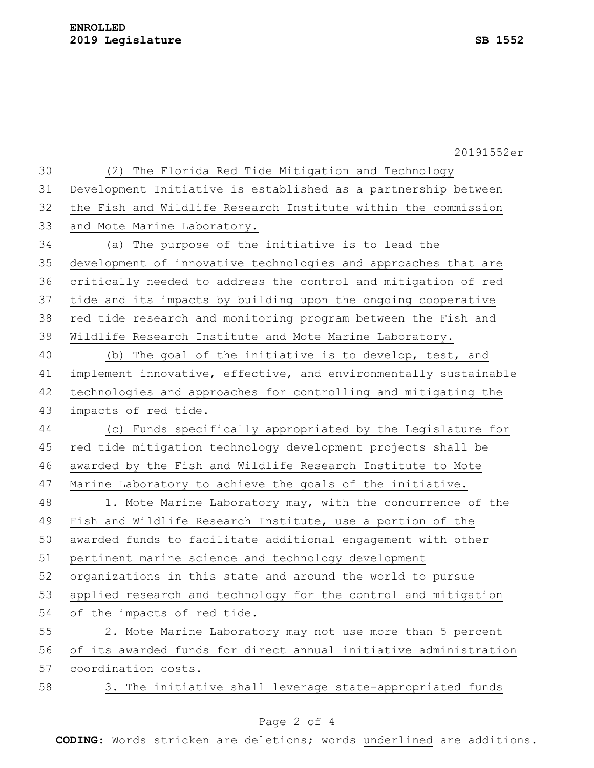(2) The Florida Red Tide Mitigation and Technology Development Initiative is established as a partnership between the Fish and Wildlife Research Institute within the commission and Mote Marine Laboratory.

(a) The purpose of the initiative is to lead the development of innovative technologies and approaches that are critically needed to address the control and mitigation of red tide and its impacts by building upon the ongoing cooperative red tide research and monitoring program between the Fish and Wildlife Research Institute and Mote Marine Laboratory.

(b) The goal of the initiative is to develop, test, and implement innovative, effective, and environmentally sustainable technologies and approaches for controlling and mitigating the impacts of red tide.

(c) Funds specifically appropriated by the Legislature for red tide mitigation technology development projects shall be awarded by the Fish and Wildlife Research Institute to Mote Marine Laboratory to achieve the goals of the initiative.

1. Mote Marine Laboratory may, with the concurrence of the Fish and Wildlife Research Institute, use a portion of the awarded funds to facilitate additional engagement with other pertinent marine science and technology development organizations in this state and around the world to pursue applied research and technology for the control and mitigation of the impacts of red tide.

2. Mote Marine Laboratory may not use more than 5 percent of its awarded funds for direct annual initiative administration coordination costs.

3. The initiative shall leverage state-appropriated funds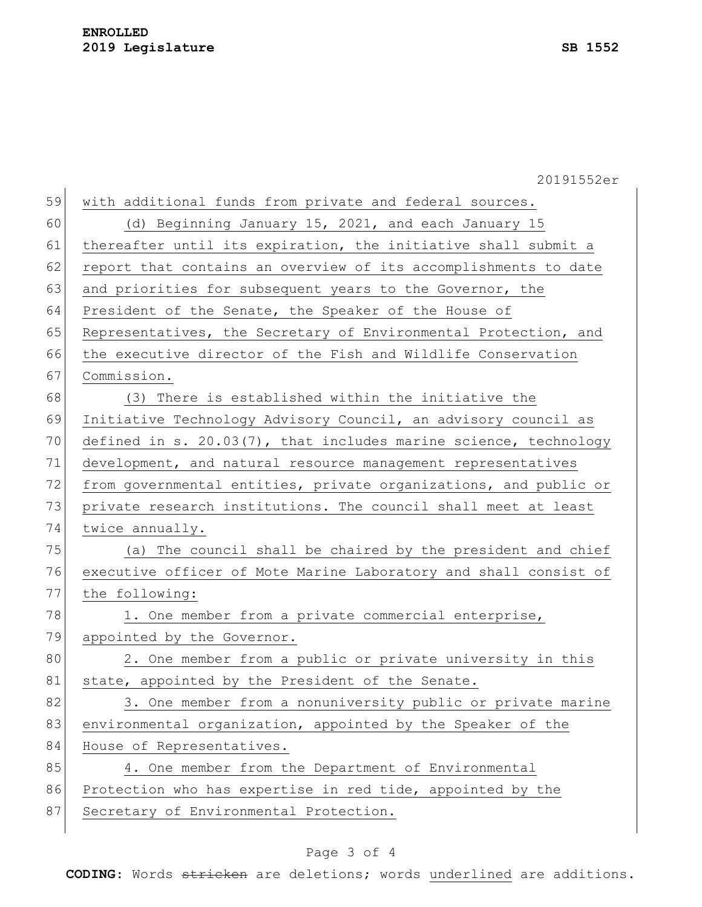with additional funds from private and federal sources.

(d) Beginning January 15, 2021, and each January 15 thereafter until its expiration, the initiative shall submit a report that contains an overview of its accomplishments to date and priorities for subsequent years to the Governor, the President of the Senate, the Speaker of the House of Representatives, the Secretary of Environmental Protection, and the executive director of the Fish and Wildlife Conservation Commission.

(3) There is established within the initiative the Initiative Technology Advisory Council, an advisory council as defined in s. 20.03(7), that includes marine science, technology development, and natural resource management representatives from governmental entities, private organizations, and public or private research institutions. The council shall meet at least twice annually.

(a) The council shall be chaired by the president and chief executive officer of Mote Marine Laboratory and shall consist of the following:

1. One member from a private commercial enterprise, appointed by the Governor.

2. One member from a public or private university in this state, appointed by the President of the Senate.

3. One member from a nonuniversity public or private marine environmental organization, appointed by the Speaker of the House of Representatives.

4. One member from the Department of Environmental Protection who has expertise in red tide, appointed by the Secretary of Environmental Protection.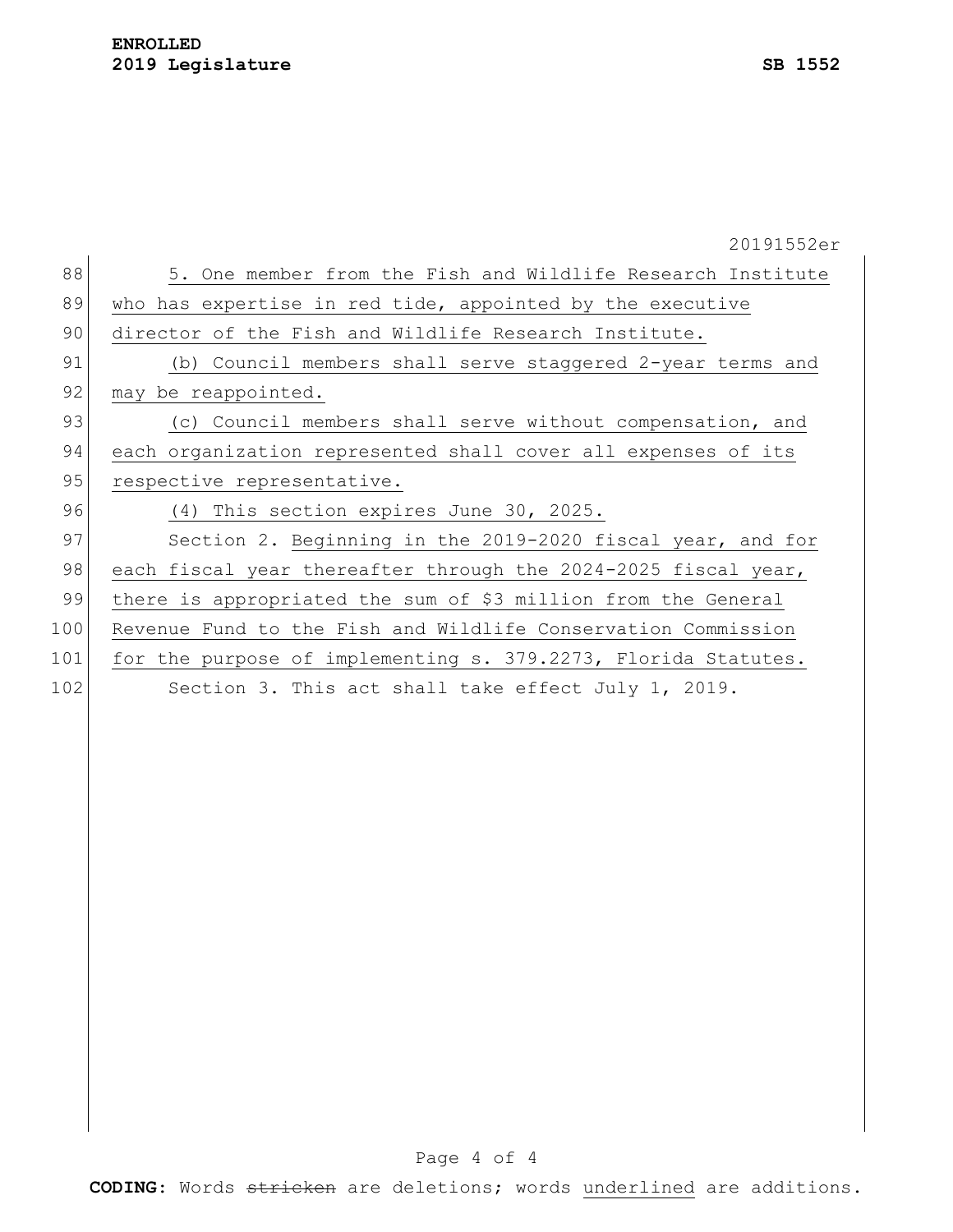5. One member from the Fish and Wildlife Research Institute who has expertise in red tide, appointed by the executive director of the Fish and Wildlife Research Institute.

(b) Council members shall serve staggered 2-year terms and may be reappointed.

(c) Council members shall serve without compensation, and each organization represented shall cover all expenses of its respective representative.

(4) This section expires June 30, 2025.

Section 2. Beginning in the 2019-2020 fiscal year, and for each fiscal year thereafter through the 2024-2025 fiscal year, there is appropriated the sum of $3 million from the General Revenue Fund to the Fish and Wildlife Conservation Commission for the purpose of implementing s. 379.2273, Florida Statutes.

Section 3. This act shall take effect July 1, 2019.

**CODING:** Words ~~stricken~~ are deletions; words underlined are additions.